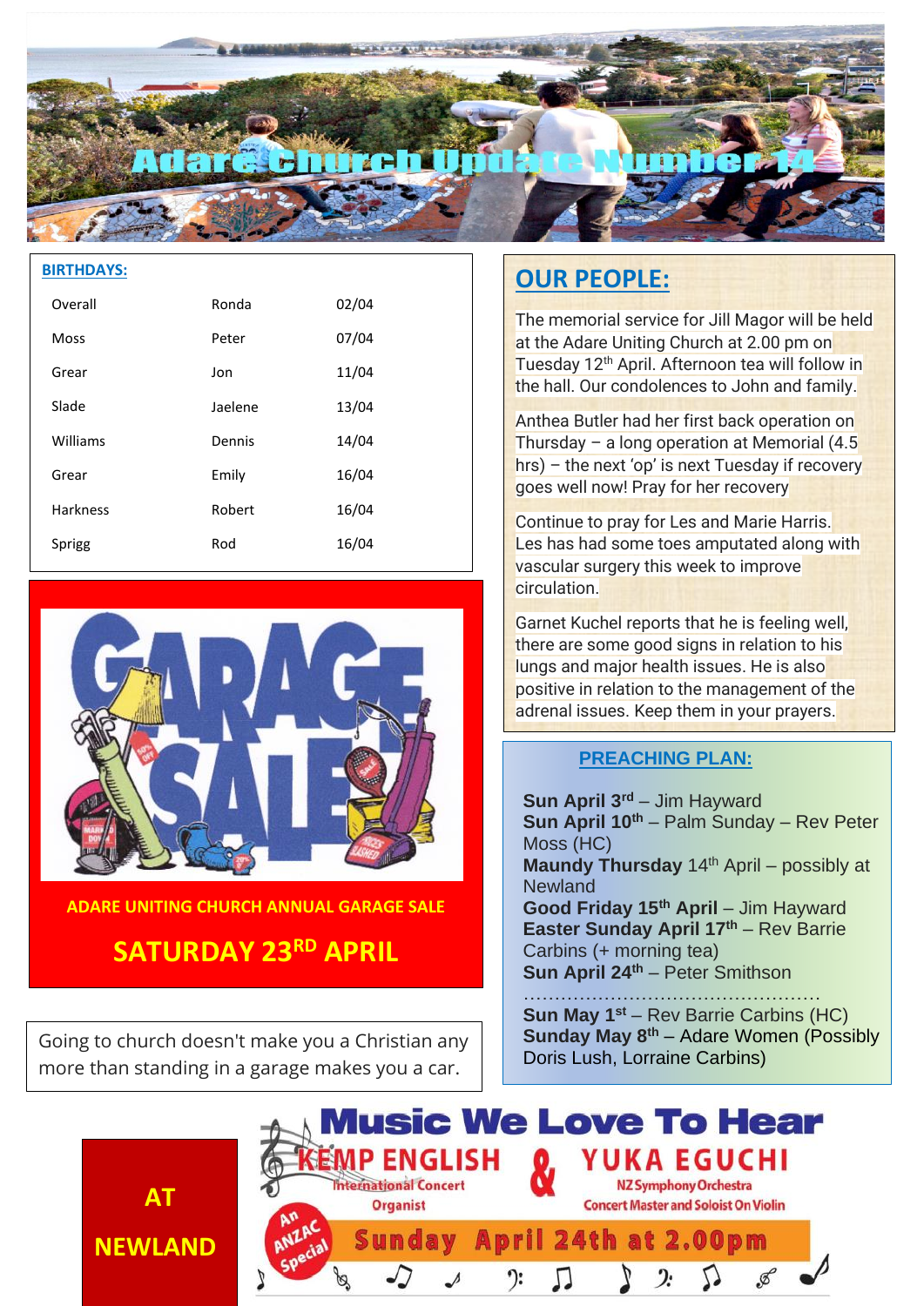# Adare Church Update Number 14

## BIRTHDAYS:

| | | |
|---|---|---|
| Overall | Ronda | 02/04 |
| Moss | Peter | 07/04 |
| Grear | Jon | 11/04 |
| Slade | Jaelene | 13/04 |
| Williams | Dennis | 14/04 |
| Grear | Emily | 16/04 |
| Harkness | Robert | 16/04 |
| Sprigg | Rod | 16/04 |

GARAGE SALE

**ADARE UNITING CHURCH ANNUAL GARAGE SALE**

**SATURDAY 23RD APRIL**

Going to church doesn't make you a Christian any more than standing in a garage makes you a car.

## OUR PEOPLE:

The memorial service for Jill Magor will be held at the Adare Uniting Church at 2.00 pm on Tuesday 12th April. Afternoon tea will follow in the hall. Our condolences to John and family.

Anthea Butler had her first back operation on Thursday – a long operation at Memorial (4.5 hrs) – the next 'op' is next Tuesday if recovery goes well now! Pray for her recovery

Continue to pray for Les and Marie Harris. Les has had some toes amputated along with vascular surgery this week to improve circulation.

Garnet Kuchel reports that he is feeling well, there are some good signs in relation to his lungs and major health issues. He is also positive in relation to the management of the adrenal issues. Keep them in your prayers.

## PREACHING PLAN:

**Sun April 3rd** – Jim Hayward
**Sun April 10th** – Palm Sunday – Rev Peter Moss (HC)
**Maundy Thursday** 14th April – possibly at Newland
**Good Friday 15th April** – Jim Hayward
**Easter Sunday April 17th** – Rev Barrie Carbins (+ morning tea)
**Sun April 24th** – Peter Smithson
……………………………………………
**Sun May 1st** – Rev Barrie Carbins (HC)
**Sunday May 8th** – Adare Women (Possibly Doris Lush, Lorraine Carbins)

**AT NEWLAND**

# Music We Love To Hear

**KEMP ENGLISH** International Concert Organist & **YUKA EGUCHI** NZ Symphony Orchestra Concert Master and Soloist On Violin

An ANZAC Special

**Sunday April 24th at 2.00pm**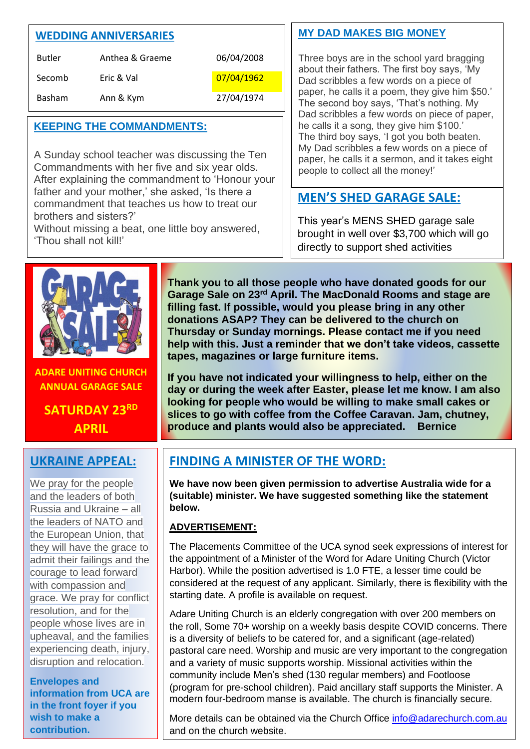## WEDDING ANNIVERSARIES

| | | |
|---|---|---|
| Butler | Anthea & Graeme | 06/04/2008 |
| Secomb | Eric & Val | 07/04/1962 |
| Basham | Ann & Kym | 27/04/1974 |

## KEEPING THE COMMANDMENTS:

A Sunday school teacher was discussing the Ten Commandments with her five and six year olds. After explaining the commandment to 'Honour your father and your mother,' she asked, 'Is there a commandment that teaches us how to treat our brothers and sisters?'
Without missing a beat, one little boy answered, 'Thou shall not kill!'

## MY DAD MAKES BIG MONEY

Three boys are in the school yard bragging about their fathers. The first boy says, 'My Dad scribbles a few words on a piece of paper, he calls it a poem, they give him $50.' The second boy says, 'That's nothing. My Dad scribbles a few words on piece of paper, he calls it a song, they give him $100.'
The third boy says, 'I got you both beaten. My Dad scribbles a few words on a piece of paper, he calls it a sermon, and it takes eight people to collect all the money!'

## MEN'S SHED GARAGE SALE:

This year's MENS SHED garage sale brought in well over $3,700 which will go directly to support shed activities

**ADARE UNITING CHURCH ANNUAL GARAGE SALE**

**SATURDAY 23RD APRIL**

**Thank you to all those people who have donated goods for our Garage Sale on 23rd April. The MacDonald Rooms and stage are filling fast. If possible, would you please bring in any other donations ASAP? They can be delivered to the church on Thursday or Sunday mornings. Please contact me if you need help with this. Just a reminder that we don't take videos, cassette tapes, magazines or large furniture items.**

**If you have not indicated your willingness to help, either on the day or during the week after Easter, please let me know. I am also looking for people who would be willing to make small cakes or slices to go with coffee from the Coffee Caravan. Jam, chutney, produce and plants would also be appreciated. Bernice**

## UKRAINE APPEAL:

We pray for the people and the leaders of both Russia and Ukraine – all the leaders of NATO and the European Union, that they will have the grace to admit their failings and the courage to lead forward with compassion and grace. We pray for conflict resolution, and for the people whose lives are in upheaval, and the families experiencing death, injury, disruption and relocation.

**Envelopes and information from UCA are in the front foyer if you wish to make a contribution.**

## FINDING A MINISTER OF THE WORD:

**We have now been given permission to advertise Australia wide for a (suitable) minister. We have suggested something like the statement below.**

**ADVERTISEMENT:**

The Placements Committee of the UCA synod seek expressions of interest for the appointment of a Minister of the Word for Adare Uniting Church (Victor Harbor). While the position advertised is 1.0 FTE, a lesser time could be considered at the request of any applicant. Similarly, there is flexibility with the starting date. A profile is available on request.

Adare Uniting Church is an elderly congregation with over 200 members on the roll, Some 70+ worship on a weekly basis despite COVID concerns. There is a diversity of beliefs to be catered for, and a significant (age-related) pastoral care need. Worship and music are very important to the congregation and a variety of music supports worship. Missional activities within the community include Men's shed (130 regular members) and Footloose (program for pre-school children). Paid ancillary staff supports the Minister. A modern four-bedroom manse is available. The church is financially secure.

More details can be obtained via the Church Office info@adarechurch.com.au and on the church website.